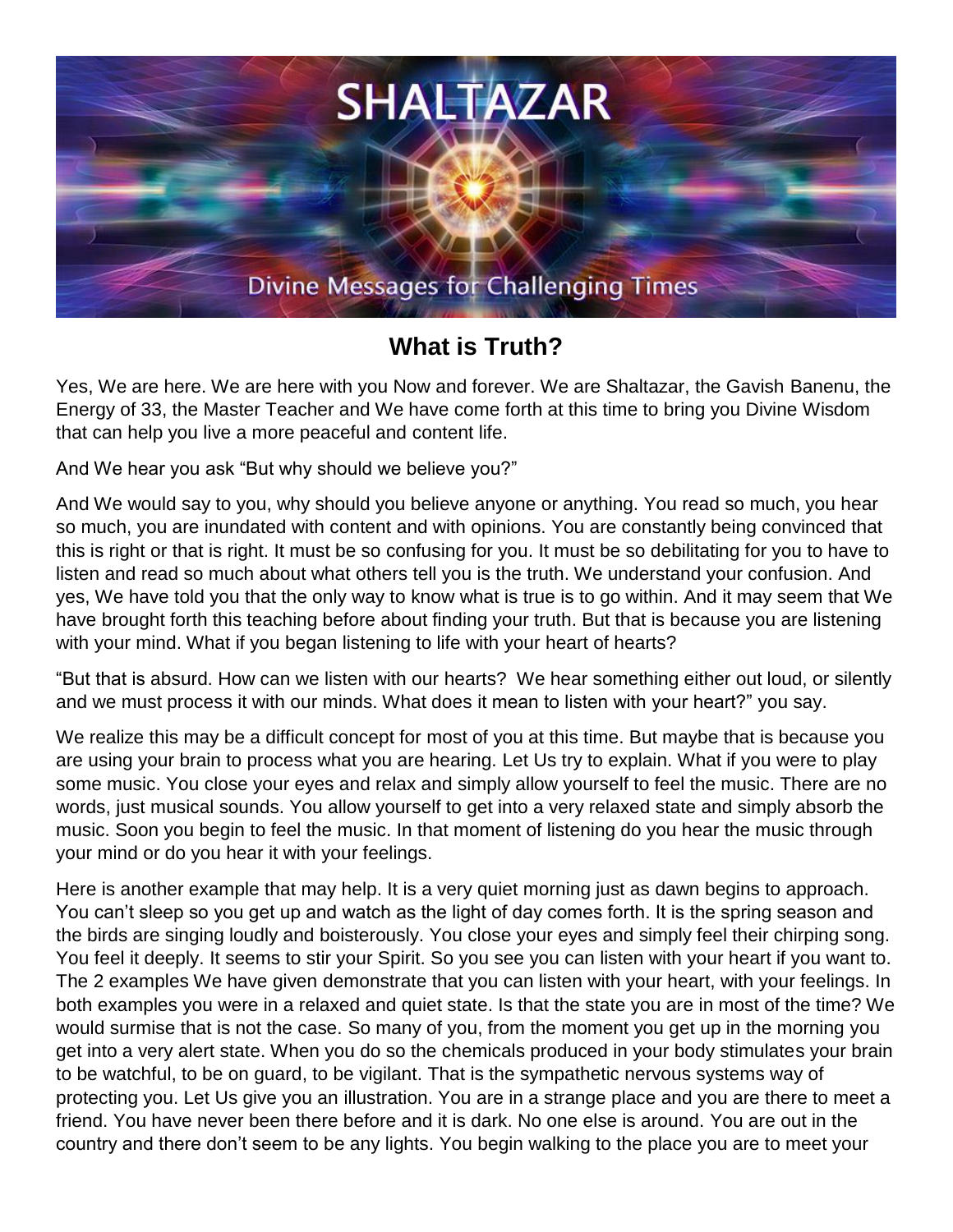# What is Truth?

Yes, We are here. We are here with you Now and forever. We are Shaltazar, the Gavish Banenu, the Energy of 33, the Master Teacher and We have come forth at this time to bring you Divine Wisdom that can help you live a more peaceful and content life.

And We hear you ask "But why should we believe you?"

And We would say to you, why should you believe anyone or anything. You read so much, you hear so much, you are inundated with content and with opinions. You are constantly being convinced that this is right or that is right. It must be so confusing for you. It must be so debilitating for you to have to listen and read so much about what others tell you is the truth. We understand your confusion. And yes, We have told you that the only way to know what is true is to go within. And it may seem that We have brought forth this teaching before about finding your truth. But that is because you are listening with your mind. What if you began listening to life with your heart of hearts?

"But that is absurd. How can we listen with our hearts? We hear something either out loud, or silently and we must process it with our minds. What does it mean to listen with your heart?" you say.

We realize this may be a difficult concept for most of you at this time. But maybe that is because you are using your brain to process what you are hearing. Let Us try to explain. What if you were to play some music. You close your eyes and relax and simply allow yourself to feel the music. There are no words, just musical sounds. You allow yourself to get into a very relaxed state and simply absorb the music. Soon you begin to feel the music. In that moment of listening do you hear the music through your mind or do you hear it with your feelings.

Here is another example that may help. It is a very quiet morning just as dawn begins to approach. You can't sleep so you get up and watch as the light of day comes forth. It is the spring season and the birds are singing loudly and boisterously. You close your eyes and simply feel their chirping song. You feel it deeply. It seems to stir your Spirit. So you see you can listen with your heart if you want to. The 2 examples We have given demonstrate that you can listen with your heart, with your feelings. In both examples you were in a relaxed and quiet state. Is that the state you are in most of the time? We would surmise that is not the case. So many of you, from the moment you get up in the morning you get into a very alert state. When you do so the chemicals produced in your body stimulates your brain to be watchful, to be on guard, to be vigilant. That is the sympathetic nervous systems way of protecting you. Let Us give you an illustration. You are in a strange place and you are there to meet a friend. You have never been there before and it is dark. No one else is around. You are out in the country and there don't seem to be any lights. You begin walking to the place you are to meet your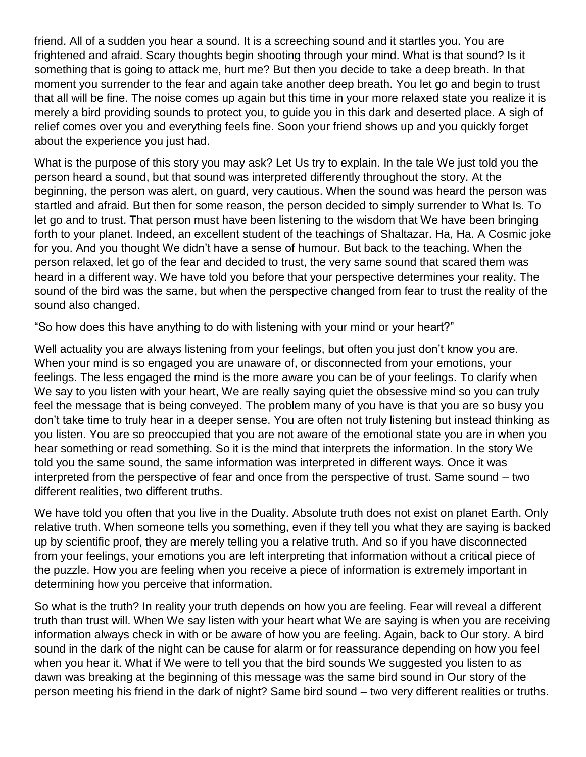friend. All of a sudden you hear a sound. It is a screeching sound and it startles you. You are frightened and afraid. Scary thoughts begin shooting through your mind. What is that sound? Is it something that is going to attack me, hurt me? But then you decide to take a deep breath. In that moment you surrender to the fear and again take another deep breath. You let go and begin to trust that all will be fine. The noise comes up again but this time in your more relaxed state you realize it is merely a bird providing sounds to protect you, to guide you in this dark and deserted place. A sigh of relief comes over you and everything feels fine. Soon your friend shows up and you quickly forget about the experience you just had.

What is the purpose of this story you may ask? Let Us try to explain. In the tale We just told you the person heard a sound, but that sound was interpreted differently throughout the story. At the beginning, the person was alert, on guard, very cautious. When the sound was heard the person was startled and afraid. But then for some reason, the person decided to simply surrender to What Is. To let go and to trust. That person must have been listening to the wisdom that We have been bringing forth to your planet. Indeed, an excellent student of the teachings of Shaltazar. Ha, Ha. A Cosmic joke for you. And you thought We didn't have a sense of humour. But back to the teaching. When the person relaxed, let go of the fear and decided to trust, the very same sound that scared them was heard in a different way. We have told you before that your perspective determines your reality. The sound of the bird was the same, but when the perspective changed from fear to trust the reality of the sound also changed.

"So how does this have anything to do with listening with your mind or your heart?"

Well actuality you are always listening from your feelings, but often you just don't know you are. When your mind is so engaged you are unaware of, or disconnected from your emotions, your feelings. The less engaged the mind is the more aware you can be of your feelings. To clarify when We say to you listen with your heart, We are really saying quiet the obsessive mind so you can truly feel the message that is being conveyed. The problem many of you have is that you are so busy you don't take time to truly hear in a deeper sense. You are often not truly listening but instead thinking as you listen. You are so preoccupied that you are not aware of the emotional state you are in when you hear something or read something. So it is the mind that interprets the information. In the story We told you the same sound, the same information was interpreted in different ways. Once it was interpreted from the perspective of fear and once from the perspective of trust. Same sound – two different realities, two different truths.

We have told you often that you live in the Duality. Absolute truth does not exist on planet Earth. Only relative truth. When someone tells you something, even if they tell you what they are saying is backed up by scientific proof, they are merely telling you a relative truth. And so if you have disconnected from your feelings, your emotions you are left interpreting that information without a critical piece of the puzzle. How you are feeling when you receive a piece of information is extremely important in determining how you perceive that information.

So what is the truth? In reality your truth depends on how you are feeling. Fear will reveal a different truth than trust will. When We say listen with your heart what We are saying is when you are receiving information always check in with or be aware of how you are feeling. Again, back to Our story. A bird sound in the dark of the night can be cause for alarm or for reassurance depending on how you feel when you hear it. What if We were to tell you that the bird sounds We suggested you listen to as dawn was breaking at the beginning of this message was the same bird sound in Our story of the person meeting his friend in the dark of night? Same bird sound – two very different realities or truths.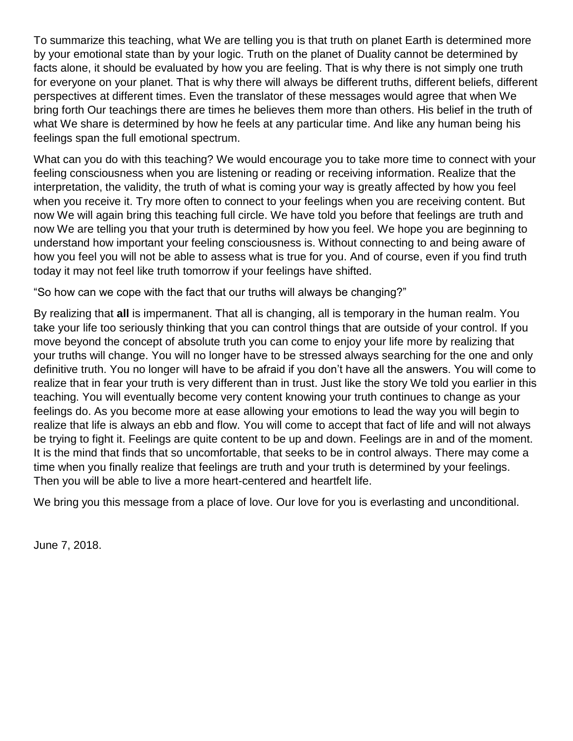To summarize this teaching, what We are telling you is that truth on planet Earth is determined more by your emotional state than by your logic. Truth on the planet of Duality cannot be determined by facts alone, it should be evaluated by how you are feeling. That is why there is not simply one truth for everyone on your planet. That is why there will always be different truths, different beliefs, different perspectives at different times. Even the translator of these messages would agree that when We bring forth Our teachings there are times he believes them more than others. His belief in the truth of what We share is determined by how he feels at any particular time. And like any human being his feelings span the full emotional spectrum.

What can you do with this teaching? We would encourage you to take more time to connect with your feeling consciousness when you are listening or reading or receiving information. Realize that the interpretation, the validity, the truth of what is coming your way is greatly affected by how you feel when you receive it. Try more often to connect to your feelings when you are receiving content. But now We will again bring this teaching full circle. We have told you before that feelings are truth and now We are telling you that your truth is determined by how you feel. We hope you are beginning to understand how important your feeling consciousness is. Without connecting to and being aware of how you feel you will not be able to assess what is true for you. And of course, even if you find truth today it may not feel like truth tomorrow if your feelings have shifted.

"So how can we cope with the fact that our truths will always be changing?"

By realizing that **all** is impermanent. That all is changing, all is temporary in the human realm. You take your life too seriously thinking that you can control things that are outside of your control. If you move beyond the concept of absolute truth you can come to enjoy your life more by realizing that your truths will change. You will no longer have to be stressed always searching for the one and only definitive truth. You no longer will have to be afraid if you don't have all the answers. You will come to realize that in fear your truth is very different than in trust. Just like the story We told you earlier in this teaching. You will eventually become very content knowing your truth continues to change as your feelings do. As you become more at ease allowing your emotions to lead the way you will begin to realize that life is always an ebb and flow. You will come to accept that fact of life and will not always be trying to fight it. Feelings are quite content to be up and down. Feelings are in and of the moment. It is the mind that finds that so uncomfortable, that seeks to be in control always. There may come a time when you finally realize that feelings are truth and your truth is determined by your feelings. Then you will be able to live a more heart-centered and heartfelt life.

We bring you this message from a place of love. Our love for you is everlasting and unconditional.

June 7, 2018.